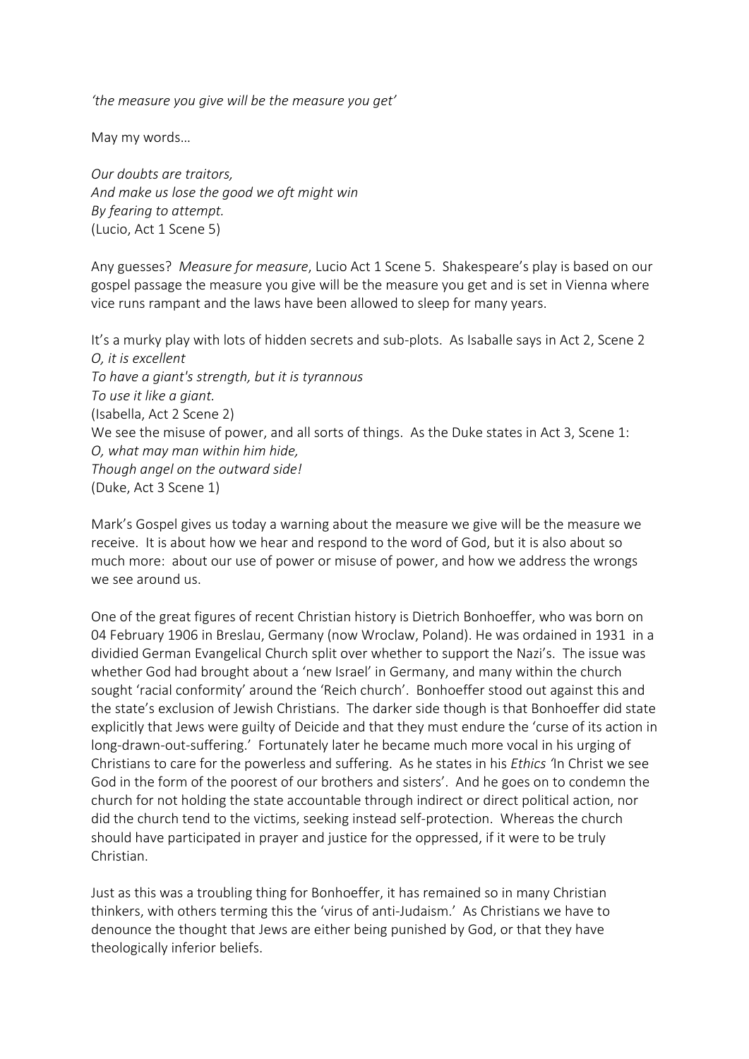*'the measure you give will be the measure you get'*

May my words…

*Our doubts are traitors,*
*And make us lose the good we oft might win*
*By fearing to attempt.*
(Lucio, Act 1 Scene 5)

Any guesses? *Measure for measure*, Lucio Act 1 Scene 5. Shakespeare's play is based on our gospel passage the measure you give will be the measure you get and is set in Vienna where vice runs rampant and the laws have been allowed to sleep for many years.

It's a murky play with lots of hidden secrets and sub-plots. As Isaballe says in Act 2, Scene 2
*O, it is excellent*
*To have a giant's strength, but it is tyrannous*
*To use it like a giant.*
(Isabella, Act 2 Scene 2)
We see the misuse of power, and all sorts of things. As the Duke states in Act 3, Scene 1:
*O, what may man within him hide,*
*Though angel on the outward side!*
(Duke, Act 3 Scene 1)

Mark's Gospel gives us today a warning about the measure we give will be the measure we receive. It is about how we hear and respond to the word of God, but it is also about so much more: about our use of power or misuse of power, and how we address the wrongs we see around us.

One of the great figures of recent Christian history is Dietrich Bonhoeffer, who was born on 04 February 1906 in Breslau, Germany (now Wroclaw, Poland). He was ordained in 1931 in a dividied German Evangelical Church split over whether to support the Nazi's. The issue was whether God had brought about a 'new Israel' in Germany, and many within the church sought 'racial conformity' around the 'Reich church'. Bonhoeffer stood out against this and the state's exclusion of Jewish Christians. The darker side though is that Bonhoeffer did state explicitly that Jews were guilty of Deicide and that they must endure the 'curse of its action in long-drawn-out-suffering.' Fortunately later he became much more vocal in his urging of Christians to care for the powerless and suffering. As he states in his *Ethics* 'In Christ we see God in the form of the poorest of our brothers and sisters'. And he goes on to condemn the church for not holding the state accountable through indirect or direct political action, nor did the church tend to the victims, seeking instead self-protection. Whereas the church should have participated in prayer and justice for the oppressed, if it were to be truly Christian.

Just as this was a troubling thing for Bonhoeffer, it has remained so in many Christian thinkers, with others terming this the 'virus of anti-Judaism.' As Christians we have to denounce the thought that Jews are either being punished by God, or that they have theologically inferior beliefs.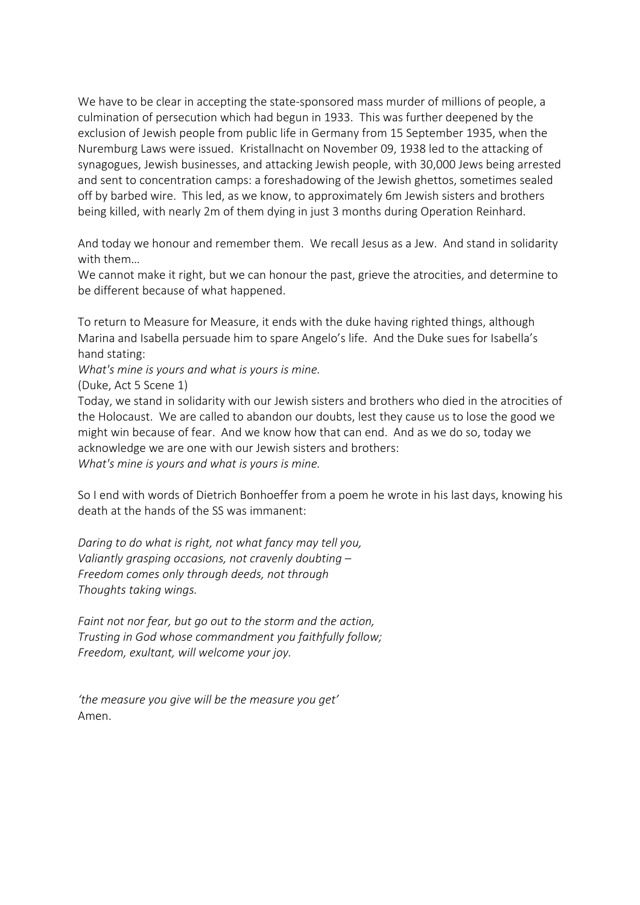We have to be clear in accepting the state-sponsored mass murder of millions of people, a culmination of persecution which had begun in 1933. This was further deepened by the exclusion of Jewish people from public life in Germany from 15 September 1935, when the Nuremburg Laws were issued. Kristallnacht on November 09, 1938 led to the attacking of synagogues, Jewish businesses, and attacking Jewish people, with 30,000 Jews being arrested and sent to concentration camps: a foreshadowing of the Jewish ghettos, sometimes sealed off by barbed wire. This led, as we know, to approximately 6m Jewish sisters and brothers being killed, with nearly 2m of them dying in just 3 months during Operation Reinhard.

And today we honour and remember them. We recall Jesus as a Jew. And stand in solidarity with them…

We cannot make it right, but we can honour the past, grieve the atrocities, and determine to be different because of what happened.

To return to Measure for Measure, it ends with the duke having righted things, although Marina and Isabella persuade him to spare Angelo's life. And the Duke sues for Isabella's hand stating:

*What's mine is yours and what is yours is mine.*

(Duke, Act 5 Scene 1)

Today, we stand in solidarity with our Jewish sisters and brothers who died in the atrocities of the Holocaust. We are called to abandon our doubts, lest they cause us to lose the good we might win because of fear. And we know how that can end. And as we do so, today we acknowledge we are one with our Jewish sisters and brothers:

*What's mine is yours and what is yours is mine.*

So I end with words of Dietrich Bonhoeffer from a poem he wrote in his last days, knowing his death at the hands of the SS was immanent:

*Daring to do what is right, not what fancy may tell you,*
*Valiantly grasping occasions, not cravenly doubting –*
*Freedom comes only through deeds, not through*
*Thoughts taking wings.*

*Faint not nor fear, but go out to the storm and the action,*
*Trusting in God whose commandment you faithfully follow;*
*Freedom, exultant, will welcome your joy.*

*'the measure you give will be the measure you get'*
Amen.